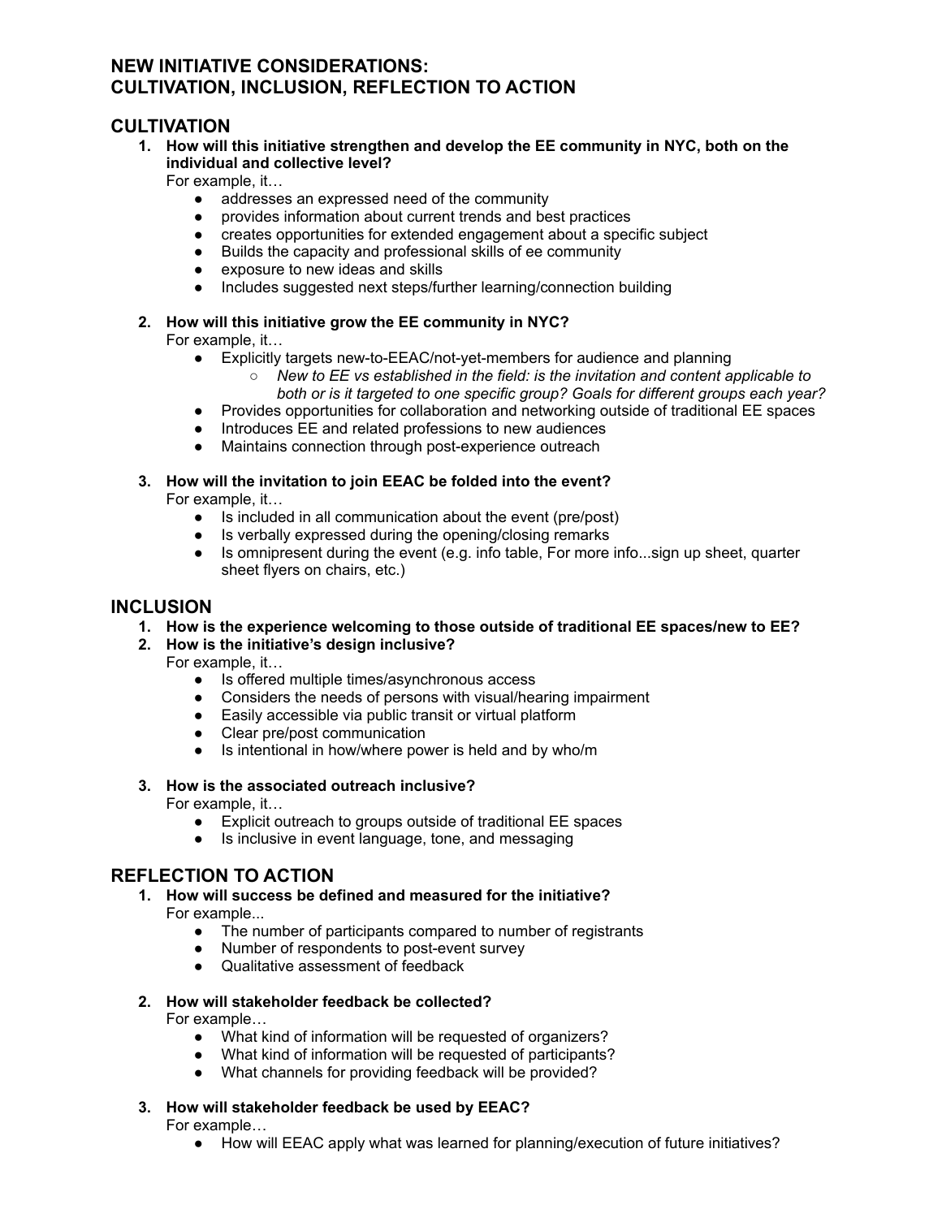# NEW INITIATIVE CONSIDERATIONS: CULTIVATION, INCLUSION, REFLECTION TO ACTION

## CULTIVATION

1. **How will this initiative strengthen and develop the EE community in NYC, both on the individual and collective level?**
   For example, it…
   - addresses an expressed need of the community
   - provides information about current trends and best practices
   - creates opportunities for extended engagement about a specific subject
   - Builds the capacity and professional skills of ee community
   - exposure to new ideas and skills
   - Includes suggested next steps/further learning/connection building

2. **How will this initiative grow the EE community in NYC?**
   For example, it…
   - Explicitly targets new-to-EEAC/not-yet-members for audience and planning
     - *New to EE vs established in the field: is the invitation and content applicable to both or is it targeted to one specific group? Goals for different groups each year?*
   - Provides opportunities for collaboration and networking outside of traditional EE spaces
   - Introduces EE and related professions to new audiences
   - Maintains connection through post-experience outreach

3. **How will the invitation to join EEAC be folded into the event?**
   For example, it…
   - Is included in all communication about the event (pre/post)
   - Is verbally expressed during the opening/closing remarks
   - Is omnipresent during the event (e.g. info table, For more info...sign up sheet, quarter sheet flyers on chairs, etc.)

## INCLUSION

1. **How is the experience welcoming to those outside of traditional EE spaces/new to EE?**
2. **How is the initiative's design inclusive?**
   For example, it…
   - Is offered multiple times/asynchronous access
   - Considers the needs of persons with visual/hearing impairment
   - Easily accessible via public transit or virtual platform
   - Clear pre/post communication
   - Is intentional in how/where power is held and by who/m

3. **How is the associated outreach inclusive?**
   For example, it…
   - Explicit outreach to groups outside of traditional EE spaces
   - Is inclusive in event language, tone, and messaging

## REFLECTION TO ACTION

1. **How will success be defined and measured for the initiative?**
   For example...
   - The number of participants compared to number of registrants
   - Number of respondents to post-event survey
   - Qualitative assessment of feedback

2. **How will stakeholder feedback be collected?**
   For example…
   - What kind of information will be requested of organizers?
   - What kind of information will be requested of participants?
   - What channels for providing feedback will be provided?

3. **How will stakeholder feedback be used by EEAC?**
   For example…
   - How will EEAC apply what was learned for planning/execution of future initiatives?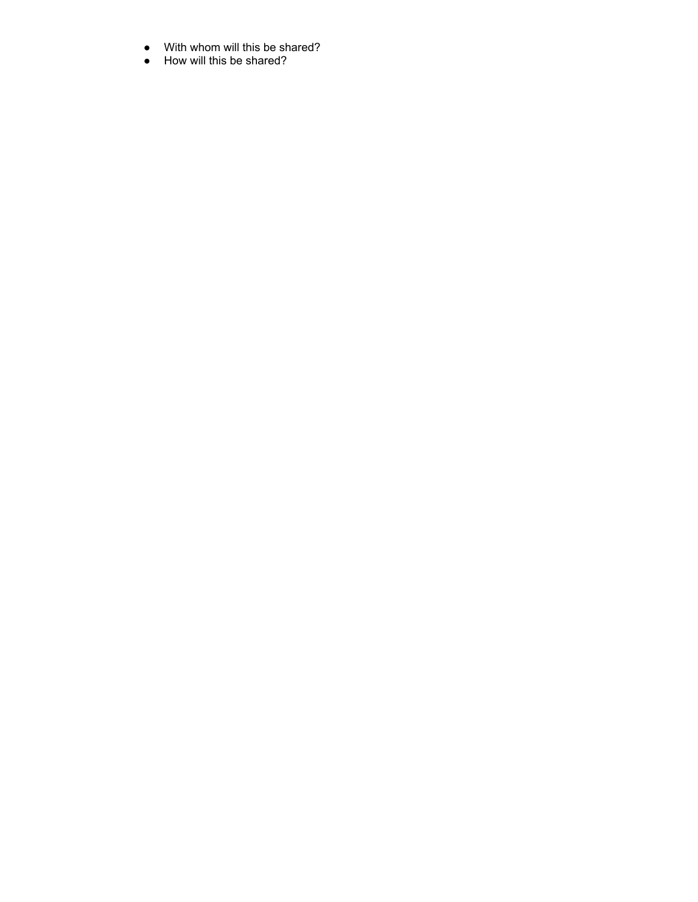- With whom will this be shared?
- How will this be shared?